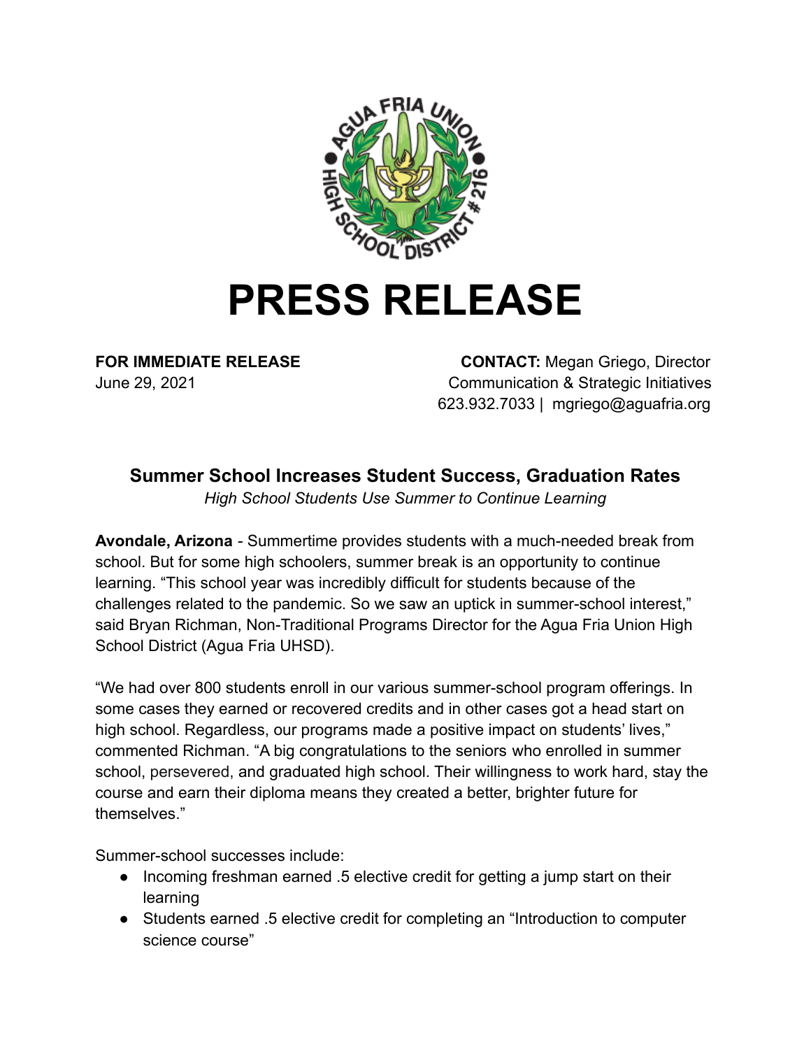# PRESS RELEASE

**FOR IMMEDIATE RELEASE**
June 29, 2021

**CONTACT:** Megan Griego, Director
Communication & Strategic Initiatives
623.932.7033 | mgriego@aguafria.org

## Summer School Increases Student Success, Graduation Rates

*High School Students Use Summer to Continue Learning*

**Avondale, Arizona** - Summertime provides students with a much-needed break from school. But for some high schoolers, summer break is an opportunity to continue learning. “This school year was incredibly difficult for students because of the challenges related to the pandemic. So we saw an uptick in summer-school interest,” said Bryan Richman, Non-Traditional Programs Director for the Agua Fria Union High School District (Agua Fria UHSD).

“We had over 800 students enroll in our various summer-school program offerings. In some cases they earned or recovered credits and in other cases got a head start on high school. Regardless, our programs made a positive impact on students’ lives,” commented Richman. “A big congratulations to the seniors who enrolled in summer school, persevered, and graduated high school. Their willingness to work hard, stay the course and earn their diploma means they created a better, brighter future for themselves.”

Summer-school successes include:

- Incoming freshman earned .5 elective credit for getting a jump start on their learning
- Students earned .5 elective credit for completing an “Introduction to computer science course”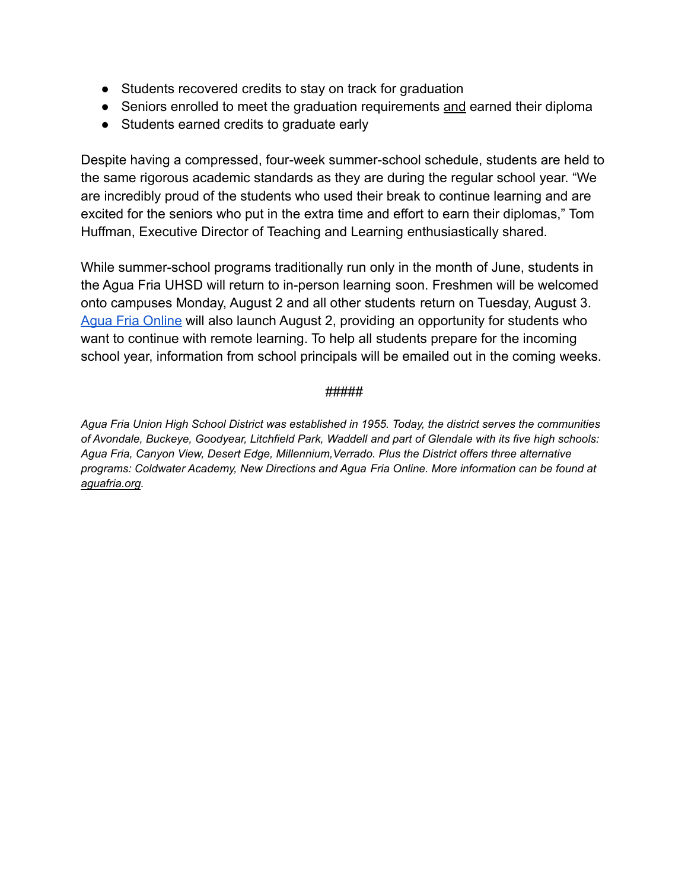- Students recovered credits to stay on track for graduation
- Seniors enrolled to meet the graduation requirements <u>and</u> earned their diploma
- Students earned credits to graduate early

Despite having a compressed, four-week summer-school schedule, students are held to the same rigorous academic standards as they are during the regular school year. “We are incredibly proud of the students who used their break to continue learning and are excited for the seniors who put in the extra time and effort to earn their diplomas,” Tom Huffman, Executive Director of Teaching and Learning enthusiastically shared.

While summer-school programs traditionally run only in the month of June, students in the Agua Fria UHSD will return to in-person learning soon. Freshmen will be welcomed onto campuses Monday, August 2 and all other students return on Tuesday, August 3. [Agua Fria Online]() will also launch August 2, providing an opportunity for students who want to continue with remote learning. To help all students prepare for the incoming school year, information from school principals will be emailed out in the coming weeks.

#####

*Agua Fria Union High School District was established in 1955. Today, the district serves the communities of Avondale, Buckeye, Goodyear, Litchfield Park, Waddell and part of Glendale with its five high schools: Agua Fria, Canyon View, Desert Edge, Millennium,Verrado. Plus the District offers three alternative programs: Coldwater Academy, New Directions and Agua Fria Online. More information can be found at <u>aguafria.org</u>.*